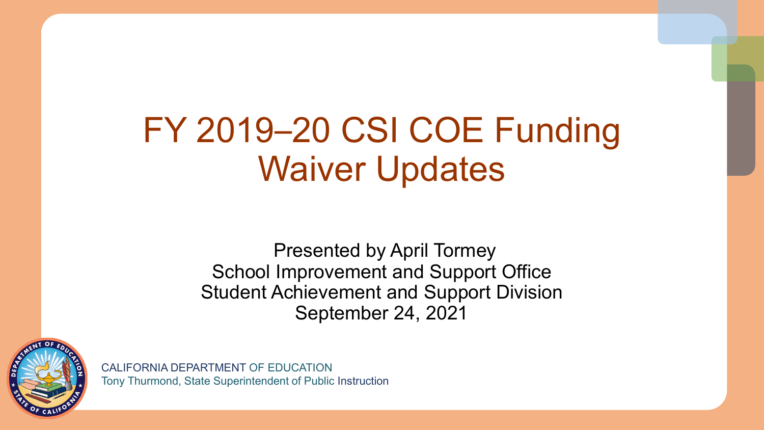# FY 2019–20 CSI COE Funding Waiver Updates

Presented by April Tormey
School Improvement and Support Office
Student Achievement and Support Division
September 24, 2021

CALIFORNIA DEPARTMENT OF EDUCATION
Tony Thurmond, State Superintendent of Public Instruction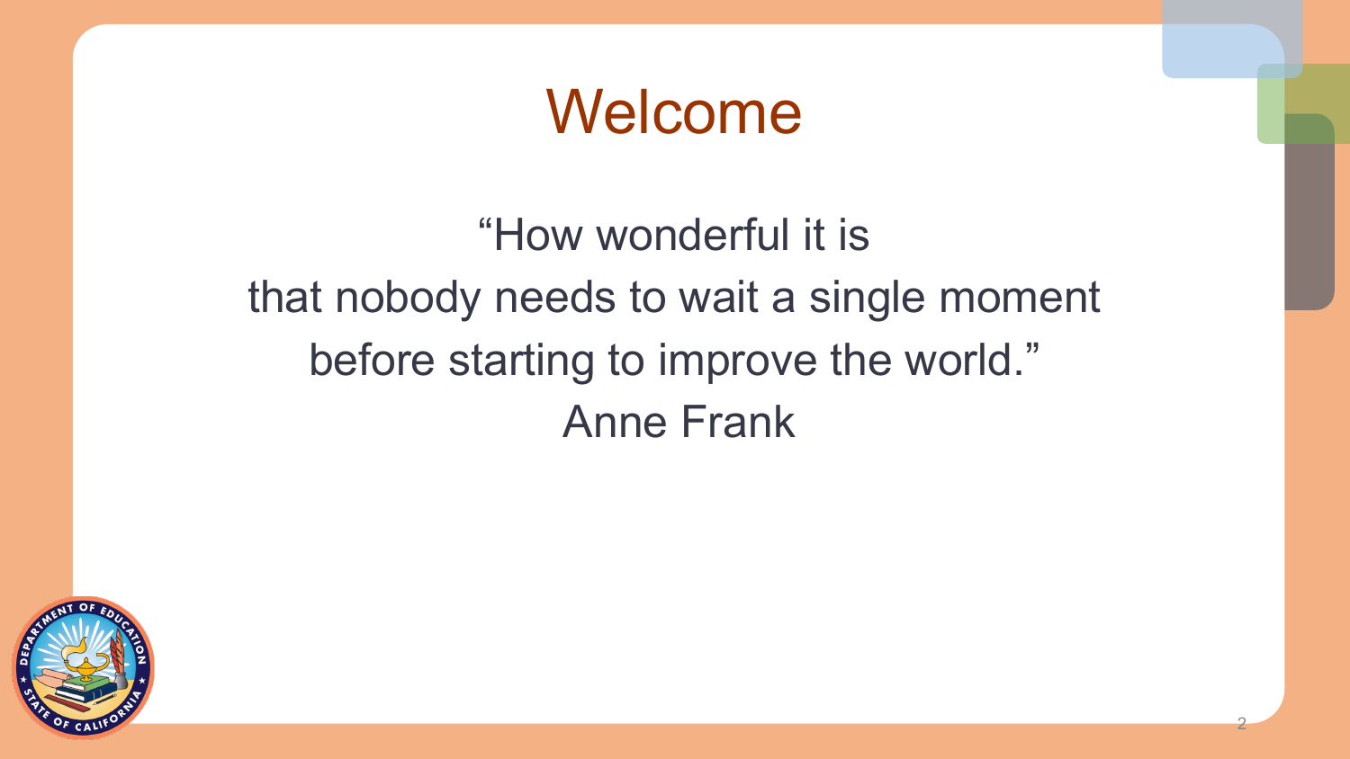# Welcome

"How wonderful it is
that nobody needs to wait a single moment
before starting to improve the world."
Anne Frank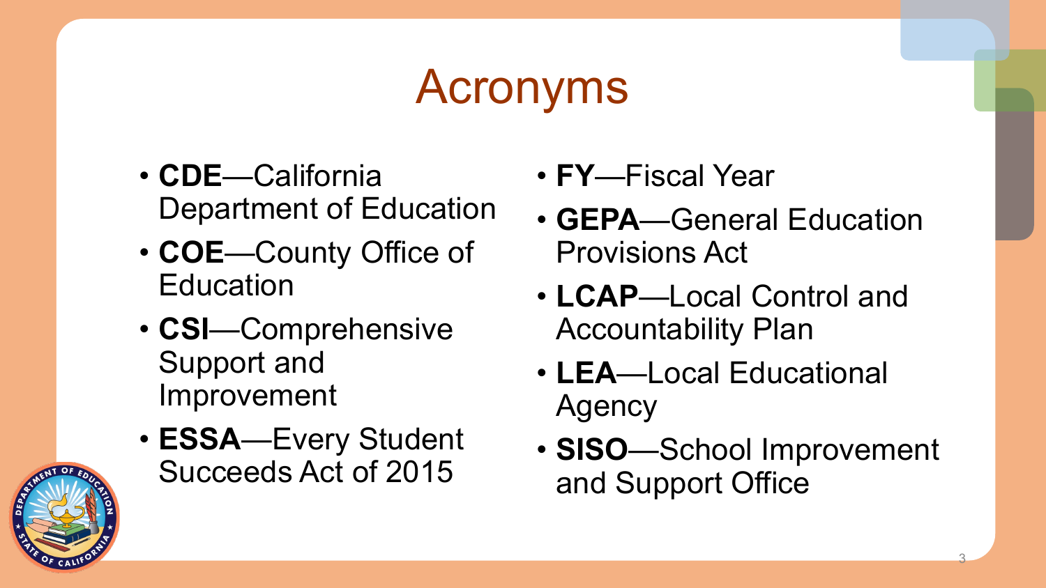# Acronyms

- **CDE**—California Department of Education
- **COE**—County Office of Education
- **CSI**—Comprehensive Support and Improvement
- **ESSA**—Every Student Succeeds Act of 2015
- **FY**—Fiscal Year
- **GEPA**—General Education Provisions Act
- **LCAP**—Local Control and Accountability Plan
- **LEA**—Local Educational Agency
- **SISO**—School Improvement and Support Office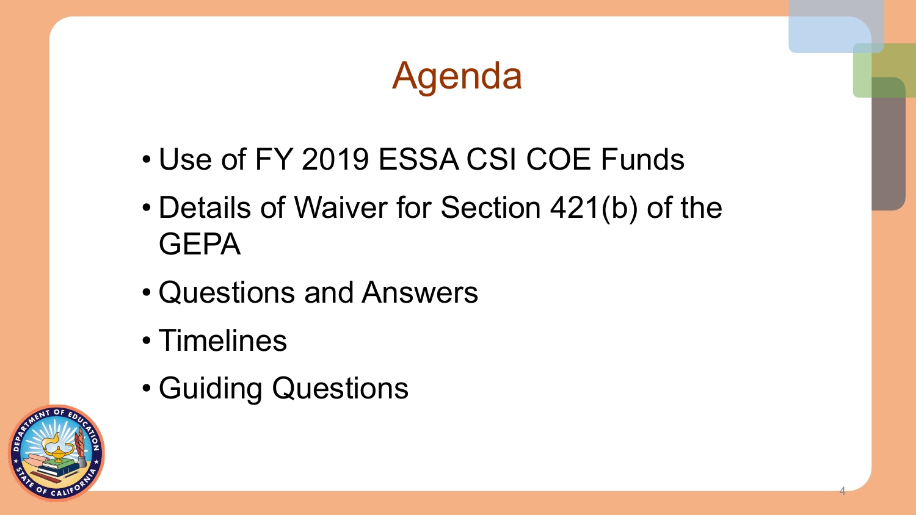# Agenda

- Use of FY 2019 ESSA CSI COE Funds
- Details of Waiver for Section 421(b) of the GEPA
- Questions and Answers
- Timelines
- Guiding Questions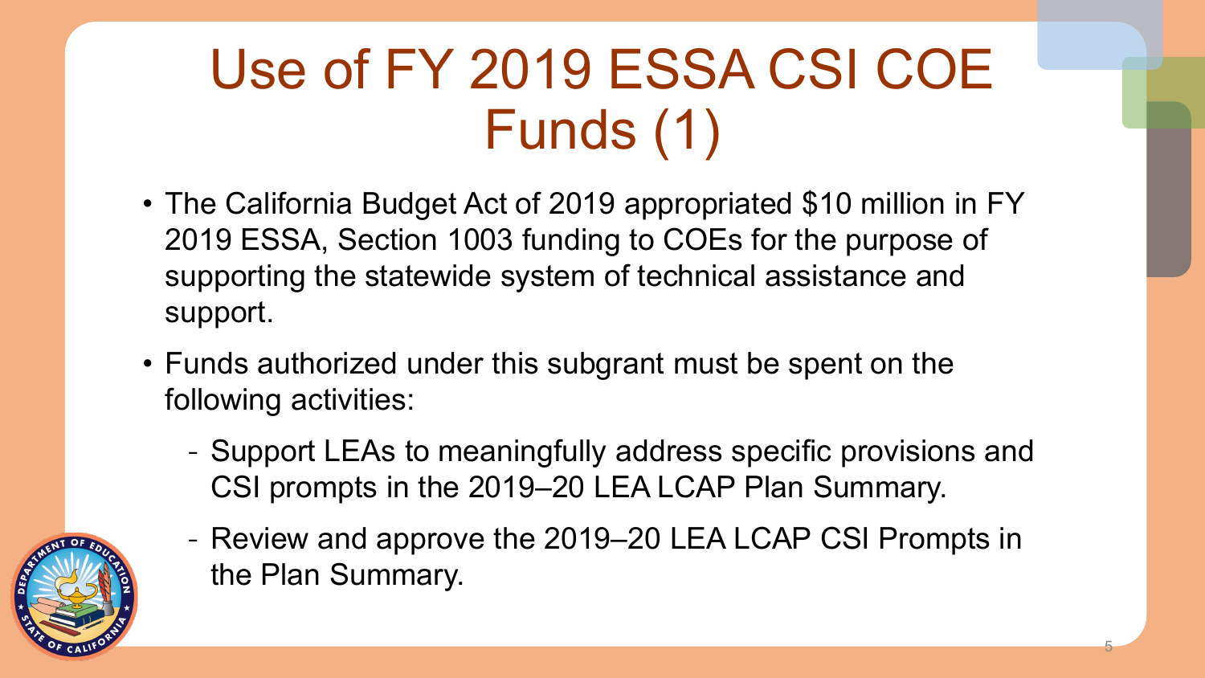# Use of FY 2019 ESSA CSI COE Funds (1)

- The California Budget Act of 2019 appropriated $10 million in FY 2019 ESSA, Section 1003 funding to COEs for the purpose of supporting the statewide system of technical assistance and support.
- Funds authorized under this subgrant must be spent on the following activities:
  - Support LEAs to meaningfully address specific provisions and CSI prompts in the 2019–20 LEA LCAP Plan Summary.
  - Review and approve the 2019–20 LEA LCAP CSI Prompts in the Plan Summary.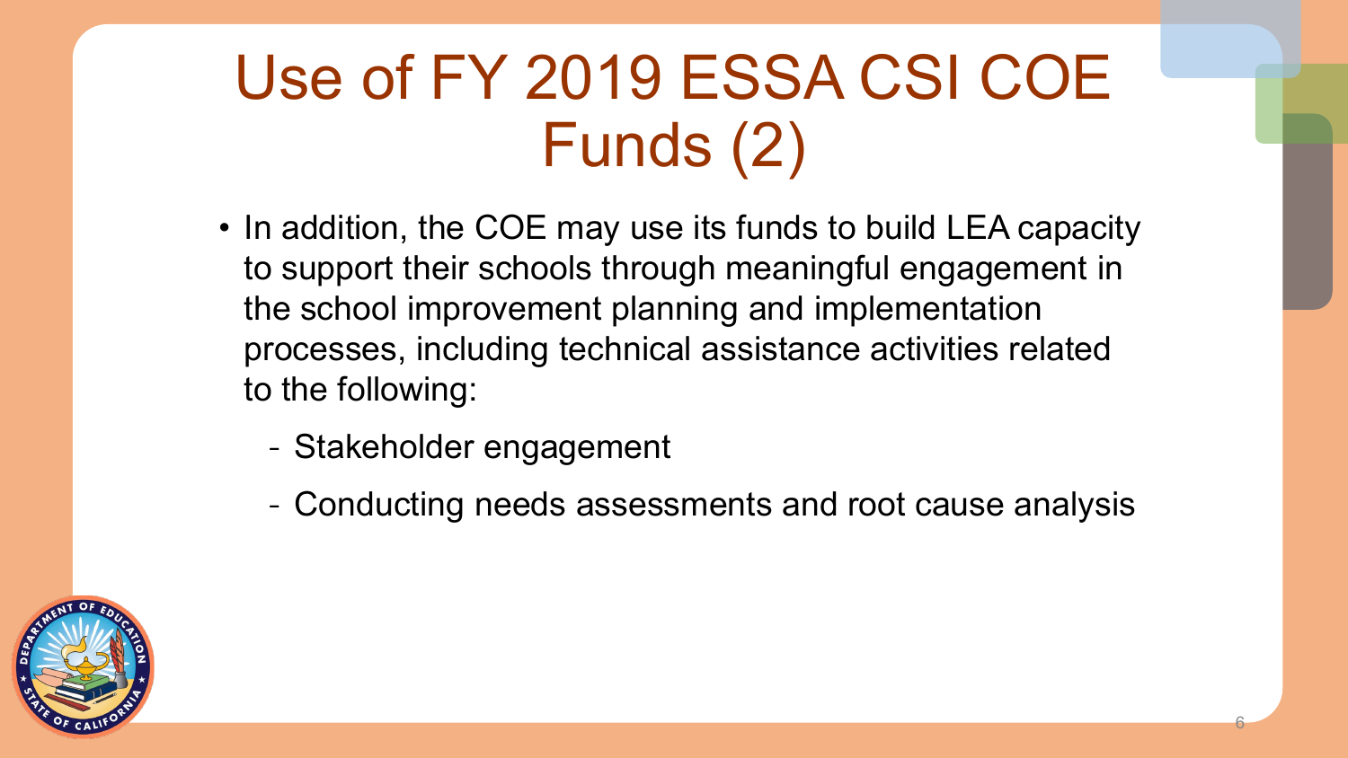# Use of FY 2019 ESSA CSI COE Funds (2)

- In addition, the COE may use its funds to build LEA capacity to support their schools through meaningful engagement in the school improvement planning and implementation processes, including technical assistance activities related to the following:
  - Stakeholder engagement
  - Conducting needs assessments and root cause analysis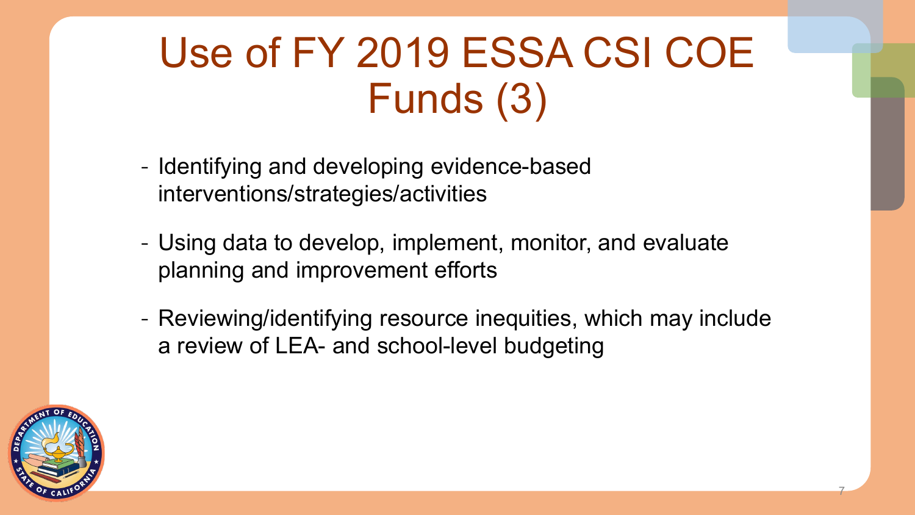# Use of FY 2019 ESSA CSI COE Funds (3)

- Identifying and developing evidence-based interventions/strategies/activities
- Using data to develop, implement, monitor, and evaluate planning and improvement efforts
- Reviewing/identifying resource inequities, which may include a review of LEA- and school-level budgeting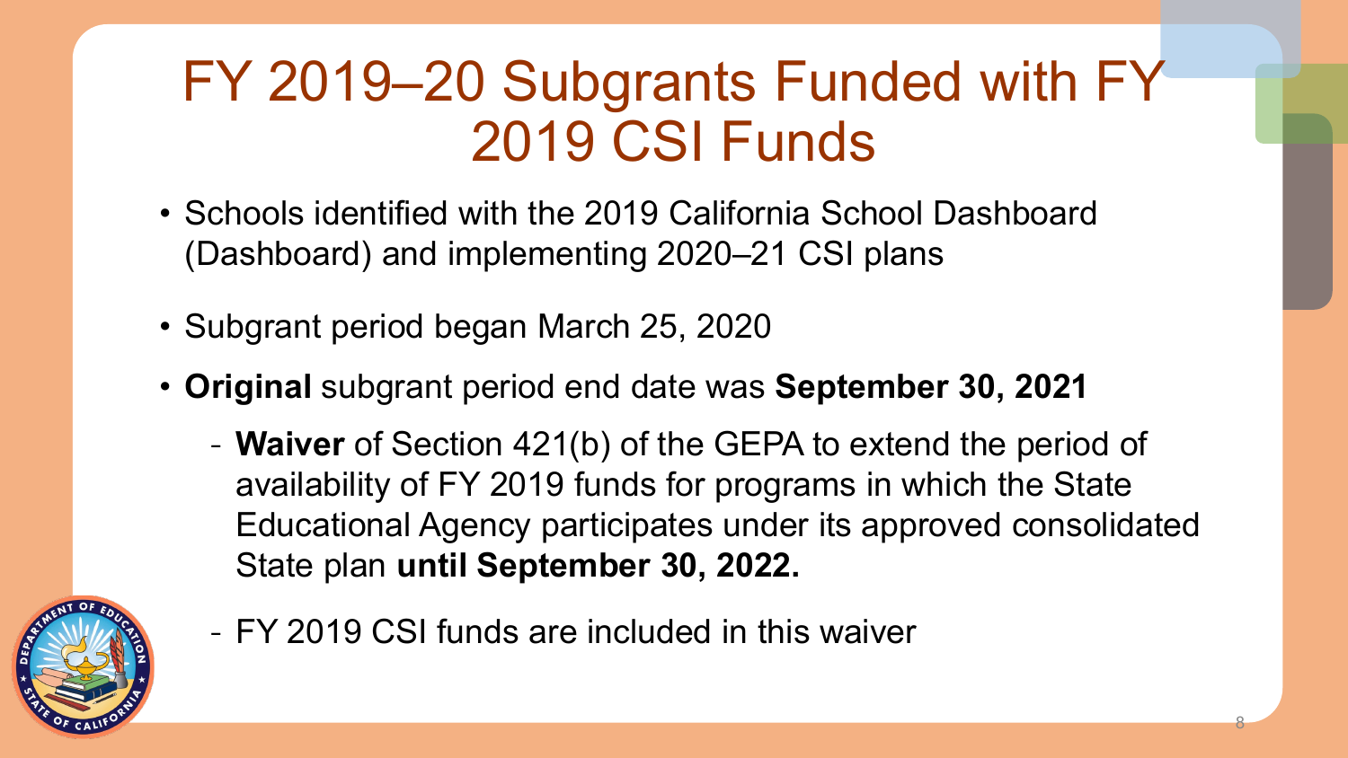# FY 2019–20 Subgrants Funded with FY 2019 CSI Funds

- Schools identified with the 2019 California School Dashboard (Dashboard) and implementing 2020–21 CSI plans
- Subgrant period began March 25, 2020
- **Original** subgrant period end date was **September 30, 2021**
  - **Waiver** of Section 421(b) of the GEPA to extend the period of availability of FY 2019 funds for programs in which the State Educational Agency participates under its approved consolidated State plan **until September 30, 2022.**
  - FY 2019 CSI funds are included in this waiver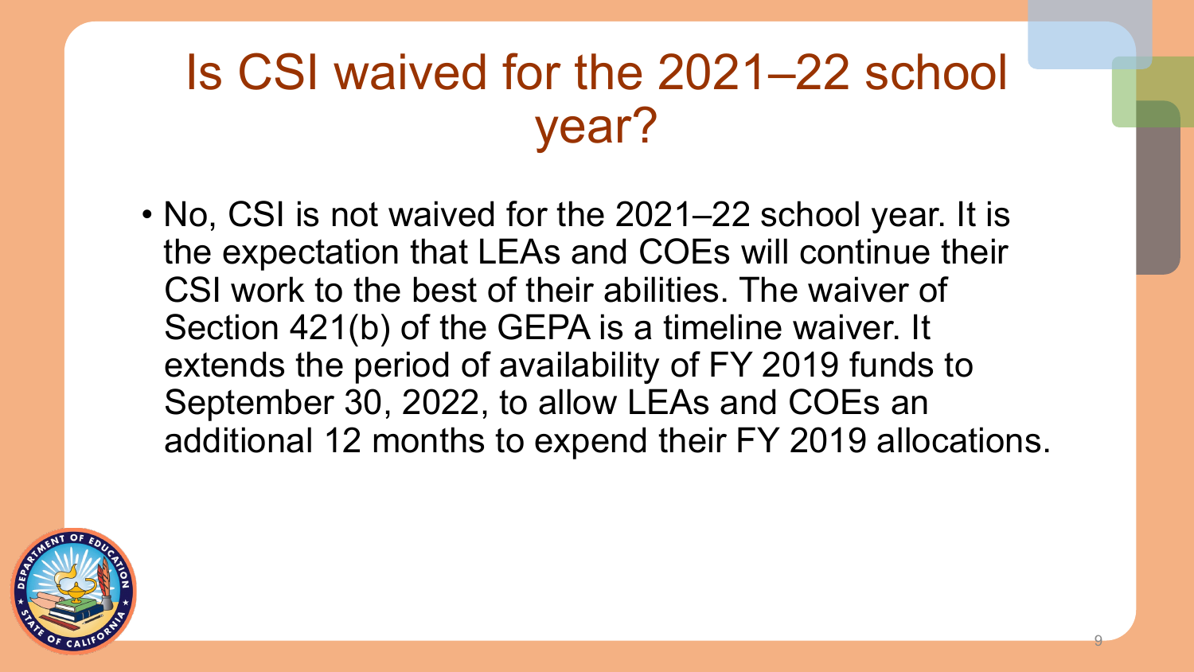# Is CSI waived for the 2021–22 school year?

- No, CSI is not waived for the 2021–22 school year. It is the expectation that LEAs and COEs will continue their CSI work to the best of their abilities. The waiver of Section 421(b) of the GEPA is a timeline waiver. It extends the period of availability of FY 2019 funds to September 30, 2022, to allow LEAs and COEs an additional 12 months to expend their FY 2019 allocations.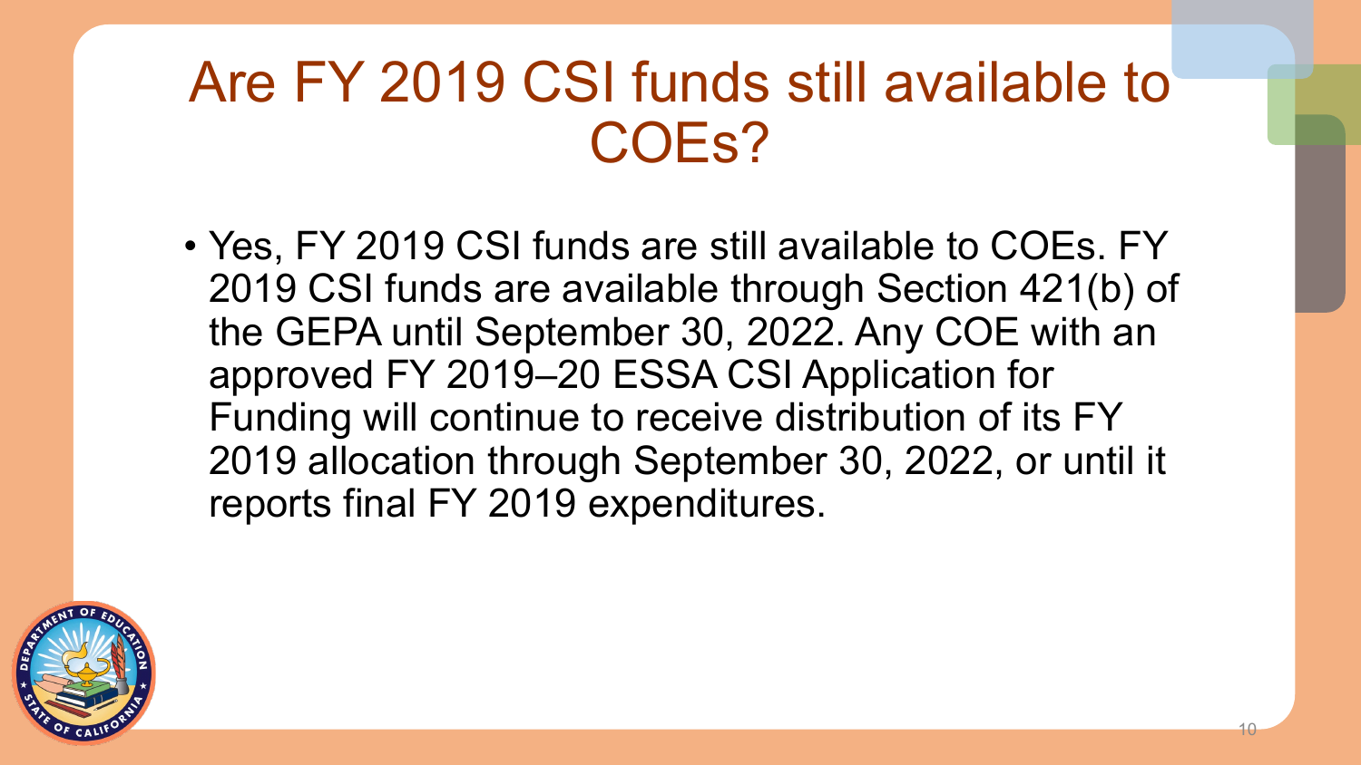# Are FY 2019 CSI funds still available to COEs?

- Yes, FY 2019 CSI funds are still available to COEs. FY 2019 CSI funds are available through Section 421(b) of the GEPA until September 30, 2022. Any COE with an approved FY 2019–20 ESSA CSI Application for Funding will continue to receive distribution of its FY 2019 allocation through September 30, 2022, or until it reports final FY 2019 expenditures.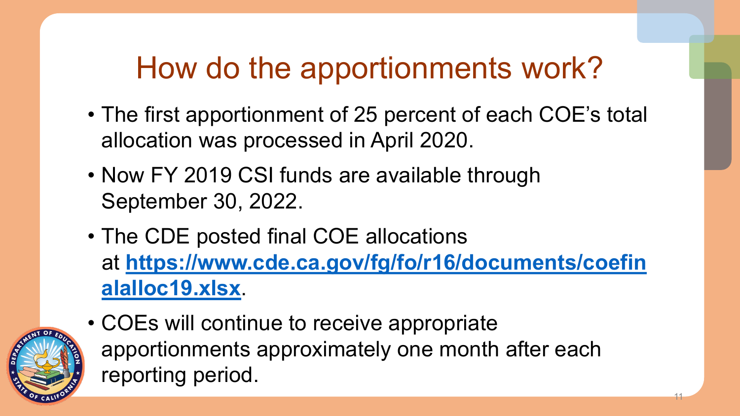# How do the apportionments work?

- The first apportionment of 25 percent of each COE’s total allocation was processed in April 2020.
- Now FY 2019 CSI funds are available through September 30, 2022.
- The CDE posted final COE allocations at **https://www.cde.ca.gov/fg/fo/r16/documents/coefinalalloc19.xlsx**.
- COEs will continue to receive appropriate apportionments approximately one month after each reporting period.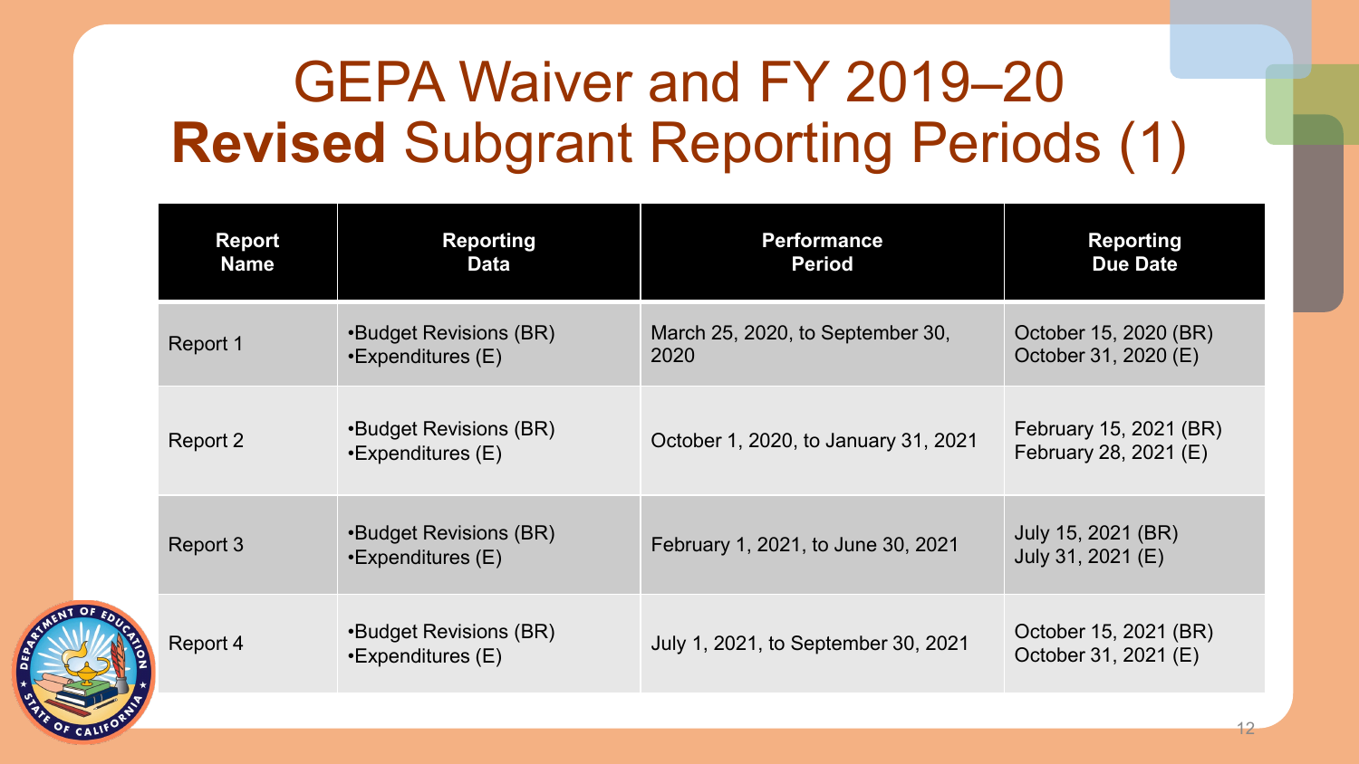# GEPA Waiver and FY 2019–20 **Revised** Subgrant Reporting Periods (1)

| Report Name | Reporting Data | Performance Period | Reporting Due Date |
| --- | --- | --- | --- |
| Report 1 | •Budget Revisions (BR)<br>•Expenditures (E) | March 25, 2020, to September 30, 2020 | October 15, 2020 (BR)<br>October 31, 2020 (E) |
| Report 2 | •Budget Revisions (BR)<br>•Expenditures (E) | October 1, 2020, to January 31, 2021 | February 15, 2021 (BR)<br>February 28, 2021 (E) |
| Report 3 | •Budget Revisions (BR)<br>•Expenditures (E) | February 1, 2021, to June 30, 2021 | July 15, 2021 (BR)<br>July 31, 2021 (E) |
| Report 4 | •Budget Revisions (BR)<br>•Expenditures (E) | July 1, 2021, to September 30, 2021 | October 15, 2021 (BR)<br>October 31, 2021 (E) |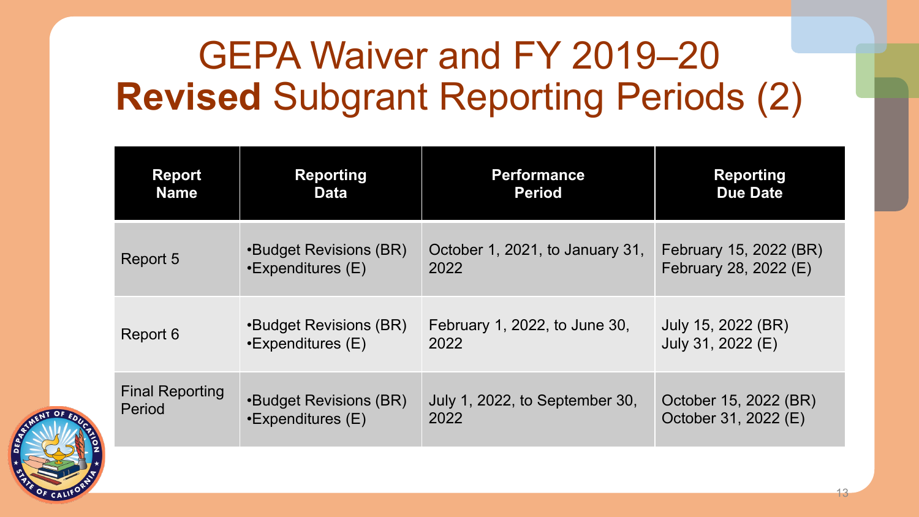# GEPA Waiver and FY 2019–20 **Revised** Subgrant Reporting Periods (2)

| Report Name | Reporting Data | Performance Period | Reporting Due Date |
| --- | --- | --- | --- |
| Report 5 | •Budget Revisions (BR)<br>•Expenditures (E) | October 1, 2021, to January 31, 2022 | February 15, 2022 (BR)<br>February 28, 2022 (E) |
| Report 6 | •Budget Revisions (BR)<br>•Expenditures (E) | February 1, 2022, to June 30, 2022 | July 15, 2022 (BR)<br>July 31, 2022 (E) |
| Final Reporting Period | •Budget Revisions (BR)<br>•Expenditures (E) | July 1, 2022, to September 30, 2022 | October 15, 2022 (BR)<br>October 31, 2022 (E) |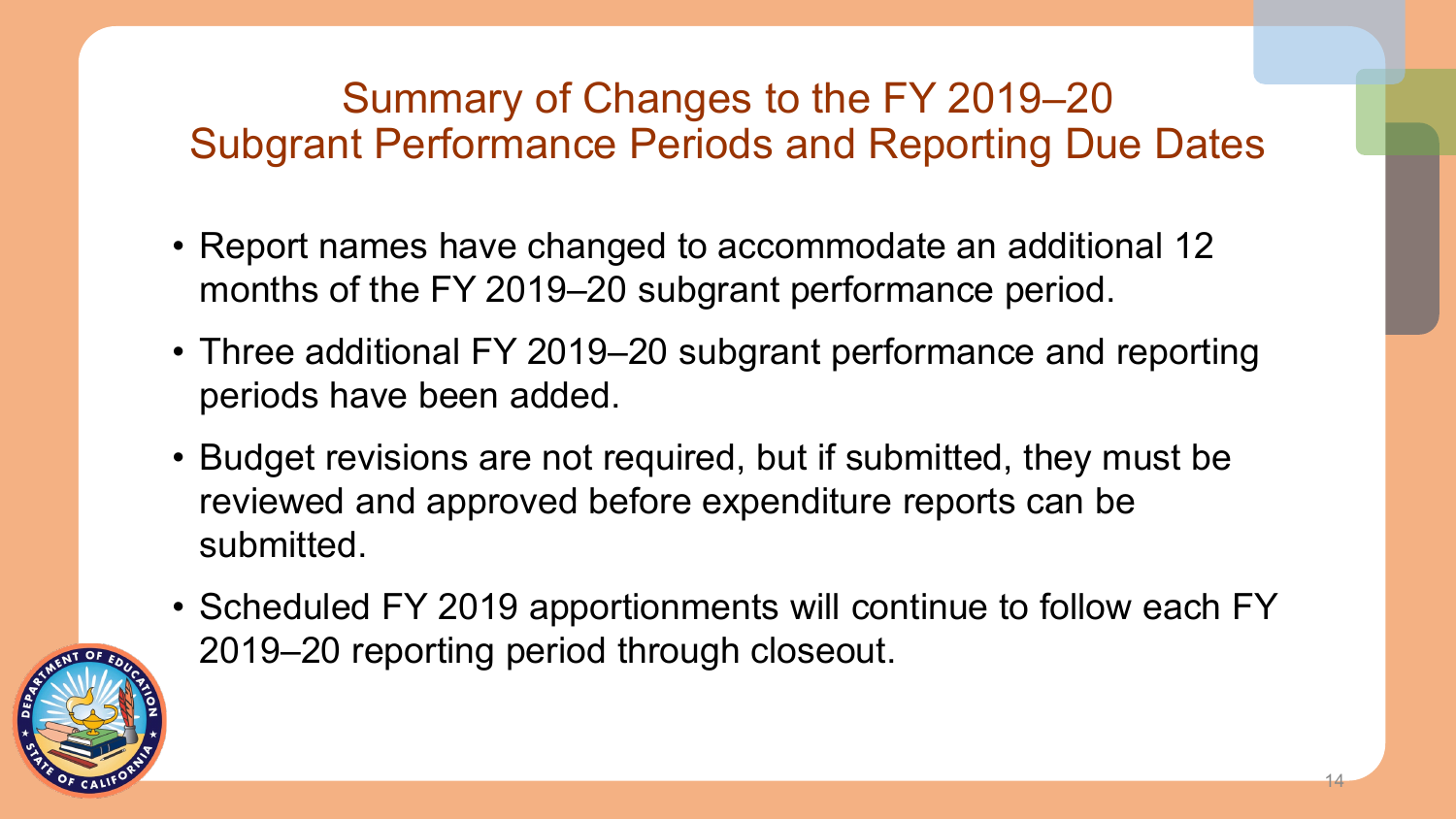# Summary of Changes to the FY 2019–20 Subgrant Performance Periods and Reporting Due Dates

- Report names have changed to accommodate an additional 12 months of the FY 2019–20 subgrant performance period.
- Three additional FY 2019–20 subgrant performance and reporting periods have been added.
- Budget revisions are not required, but if submitted, they must be reviewed and approved before expenditure reports can be submitted.
- Scheduled FY 2019 apportionments will continue to follow each FY 2019–20 reporting period through closeout.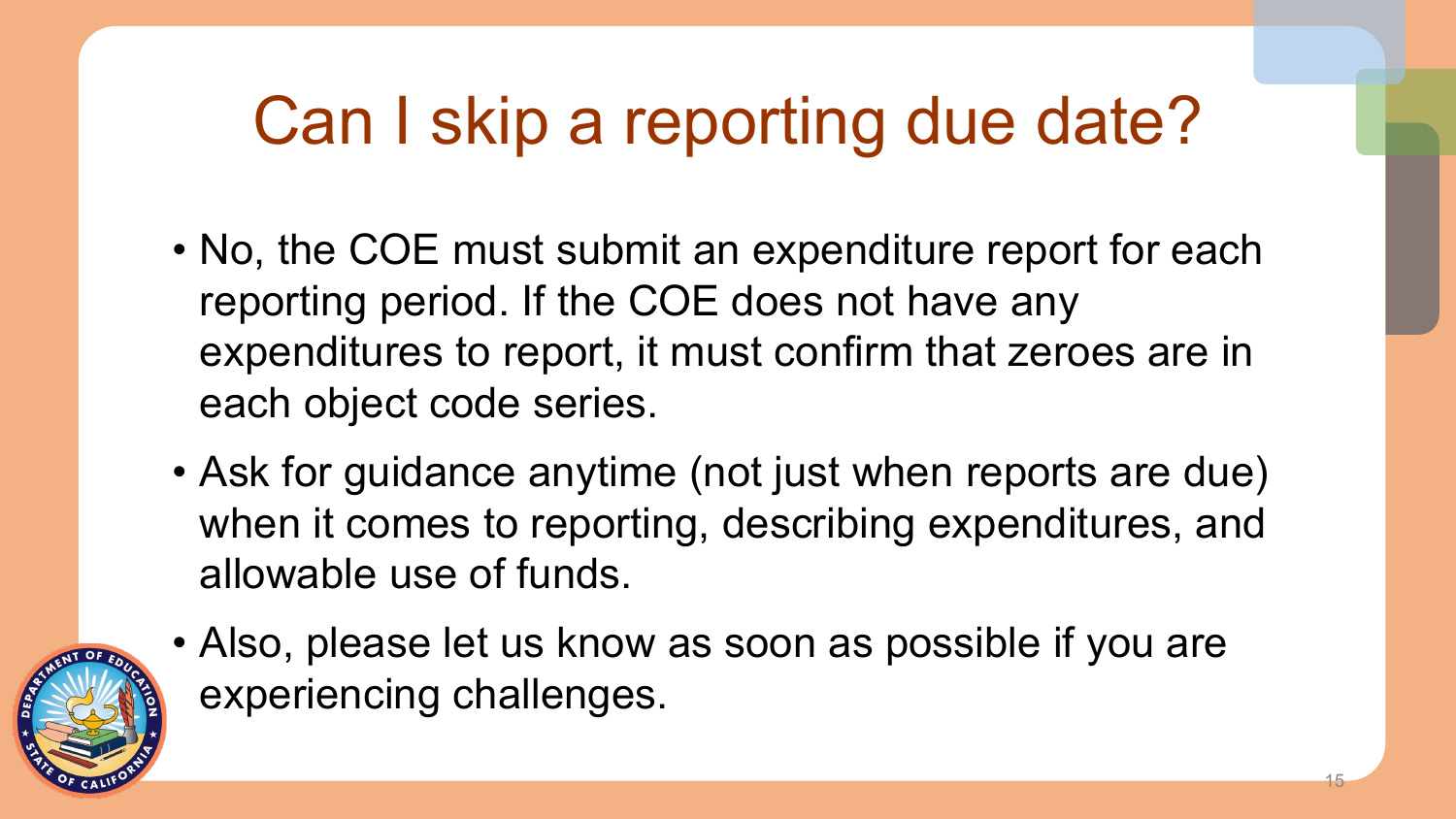# Can I skip a reporting due date?

- No, the COE must submit an expenditure report for each reporting period. If the COE does not have any expenditures to report, it must confirm that zeroes are in each object code series.
- Ask for guidance anytime (not just when reports are due) when it comes to reporting, describing expenditures, and allowable use of funds.
- Also, please let us know as soon as possible if you are experiencing challenges.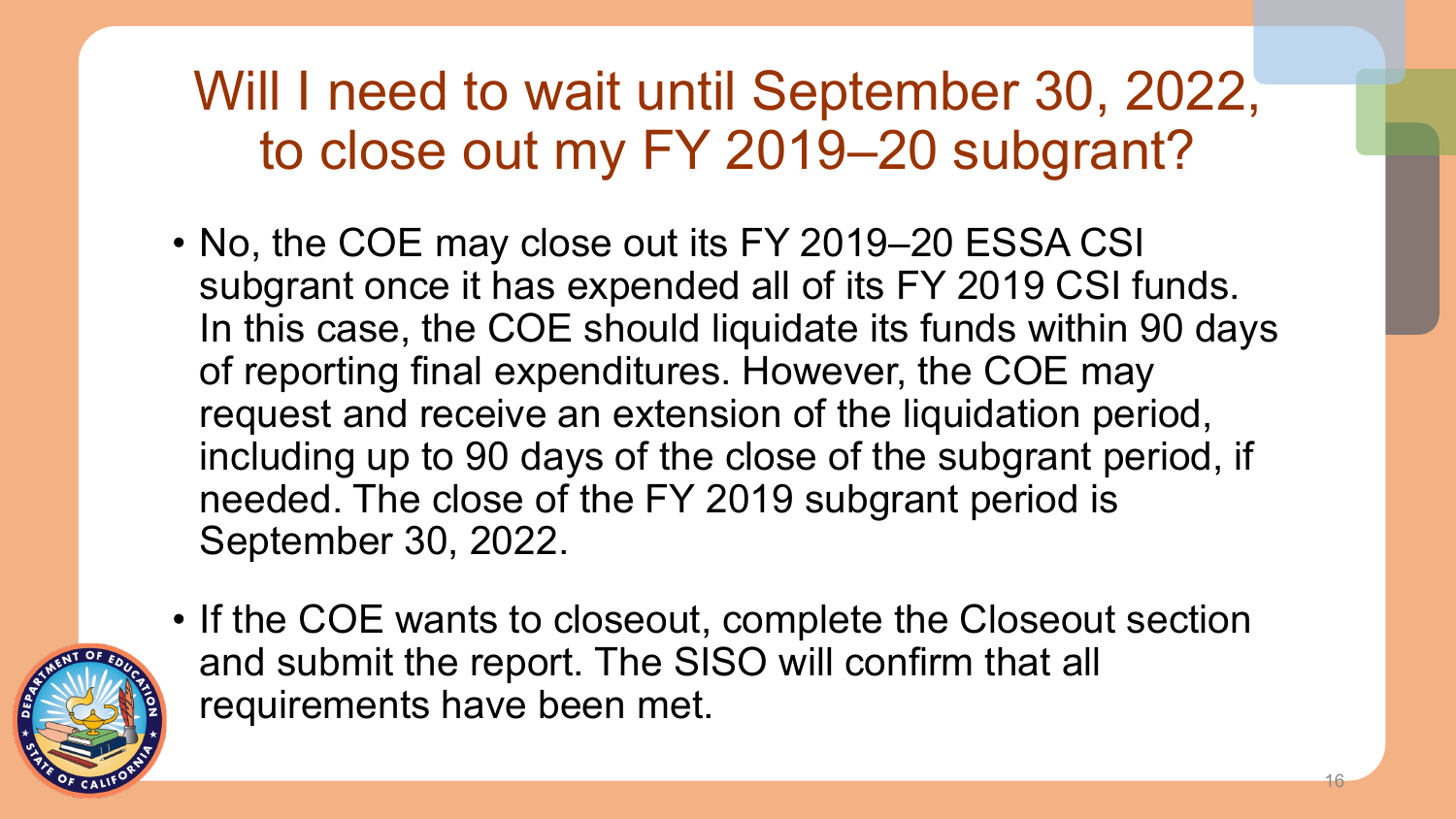# Will I need to wait until September 30, 2022, to close out my FY 2019–20 subgrant?

- No, the COE may close out its FY 2019–20 ESSA CSI subgrant once it has expended all of its FY 2019 CSI funds. In this case, the COE should liquidate its funds within 90 days of reporting final expenditures. However, the COE may request and receive an extension of the liquidation period, including up to 90 days of the close of the subgrant period, if needed. The close of the FY 2019 subgrant period is September 30, 2022.
- If the COE wants to closeout, complete the Closeout section and submit the report. The SISO will confirm that all requirements have been met.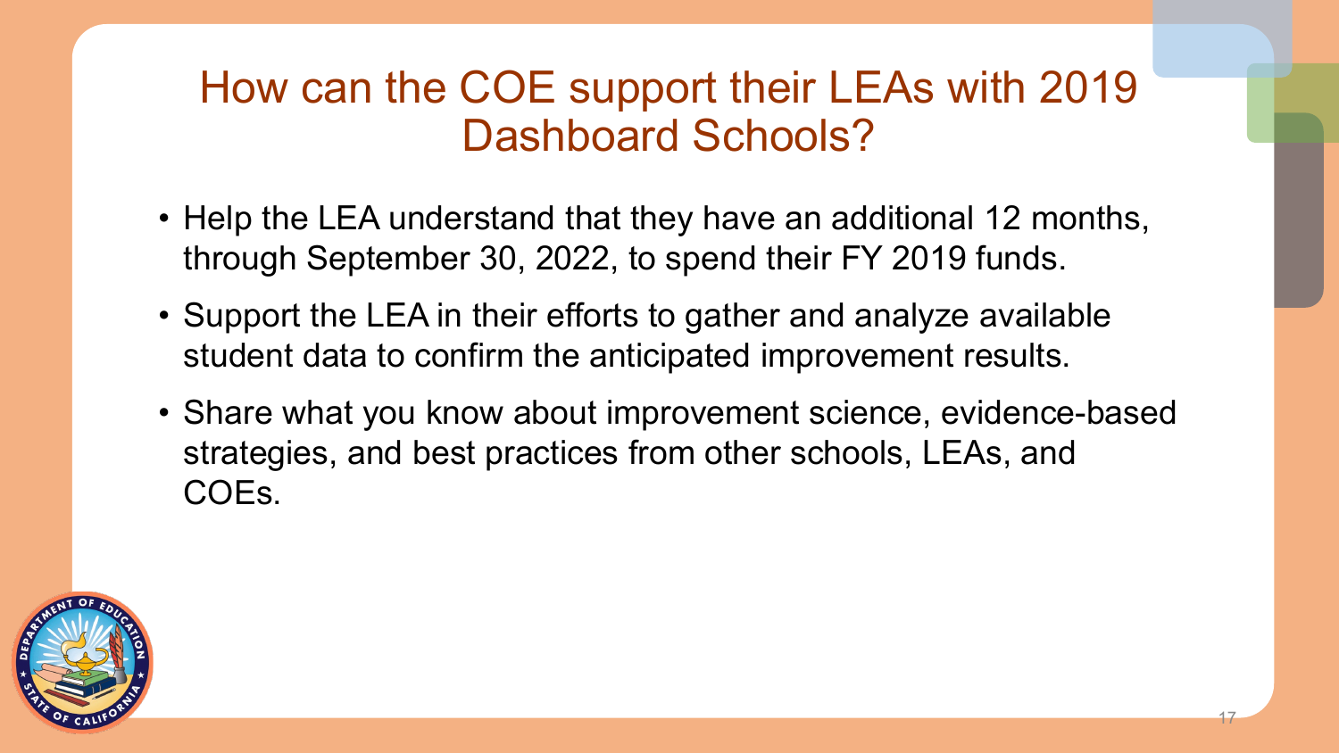# How can the COE support their LEAs with 2019 Dashboard Schools?

- Help the LEA understand that they have an additional 12 months, through September 30, 2022, to spend their FY 2019 funds.
- Support the LEA in their efforts to gather and analyze available student data to confirm the anticipated improvement results.
- Share what you know about improvement science, evidence-based strategies, and best practices from other schools, LEAs, and COEs.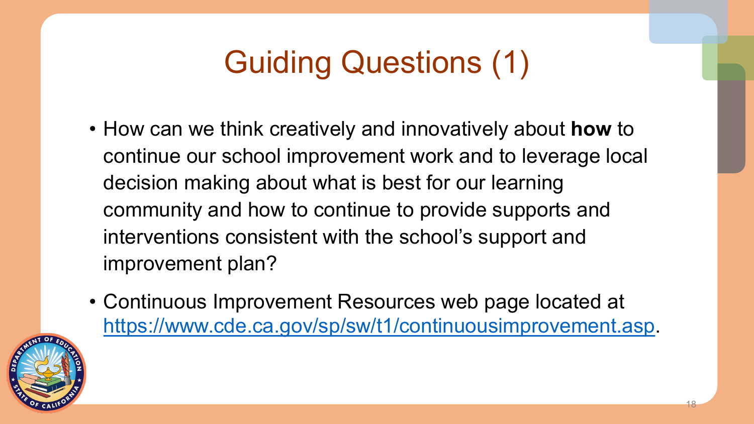# Guiding Questions (1)

- How can we think creatively and innovatively about **how** to continue our school improvement work and to leverage local decision making about what is best for our learning community and how to continue to provide supports and interventions consistent with the school's support and improvement plan?
- Continuous Improvement Resources web page located at [https://www.cde.ca.gov/sp/sw/t1/continuousimprovement.asp](https://www.cde.ca.gov/sp/sw/t1/continuousimprovement.asp).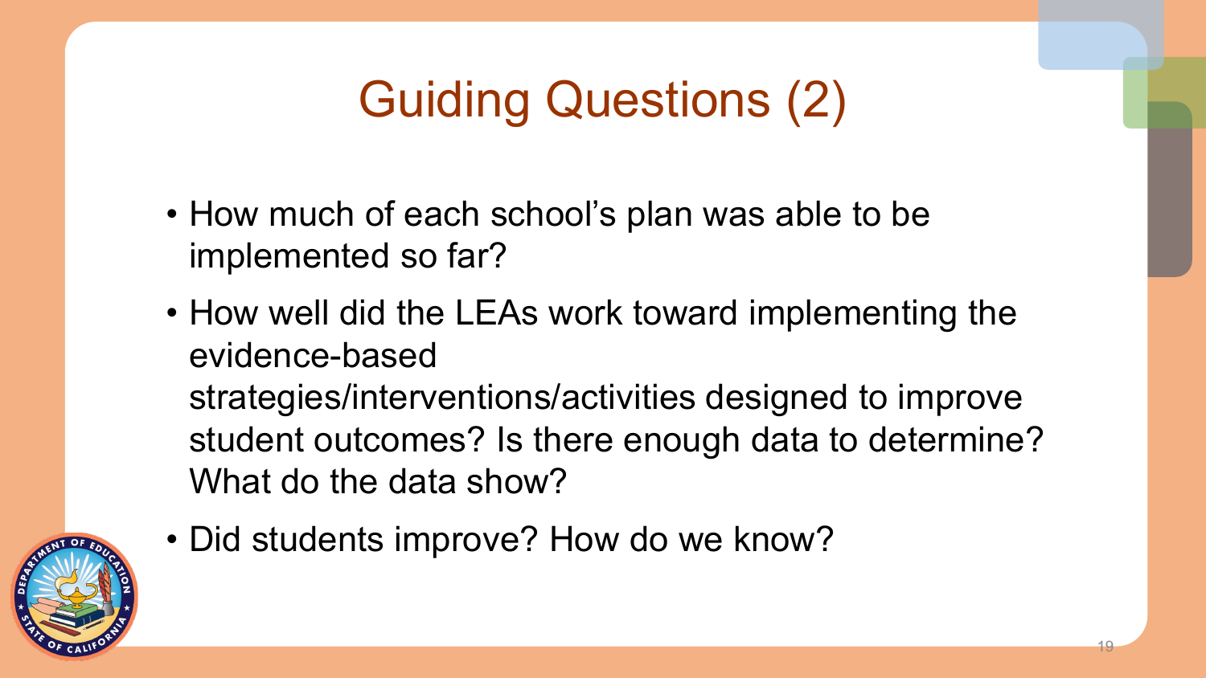# Guiding Questions (2)

- How much of each school's plan was able to be implemented so far?
- How well did the LEAs work toward implementing the evidence-based strategies/interventions/activities designed to improve student outcomes? Is there enough data to determine? What do the data show?
- Did students improve? How do we know?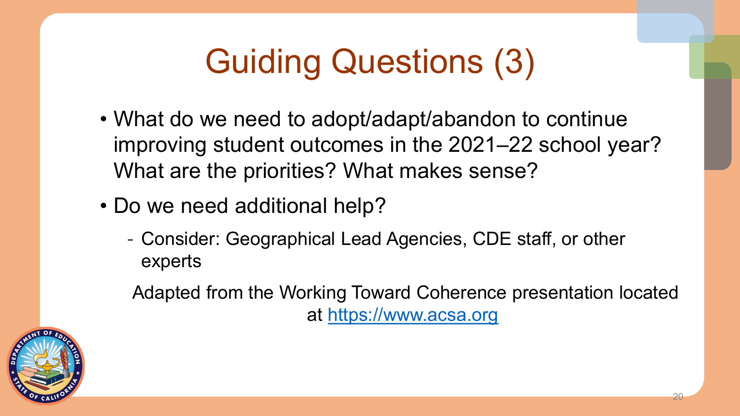# Guiding Questions (3)

- What do we need to adopt/adapt/abandon to continue improving student outcomes in the 2021–22 school year? What are the priorities? What makes sense?
- Do we need additional help?
  - Consider: Geographical Lead Agencies, CDE staff, or other experts

Adapted from the Working Toward Coherence presentation located at [https://www.acsa.org](https://www.acsa.org)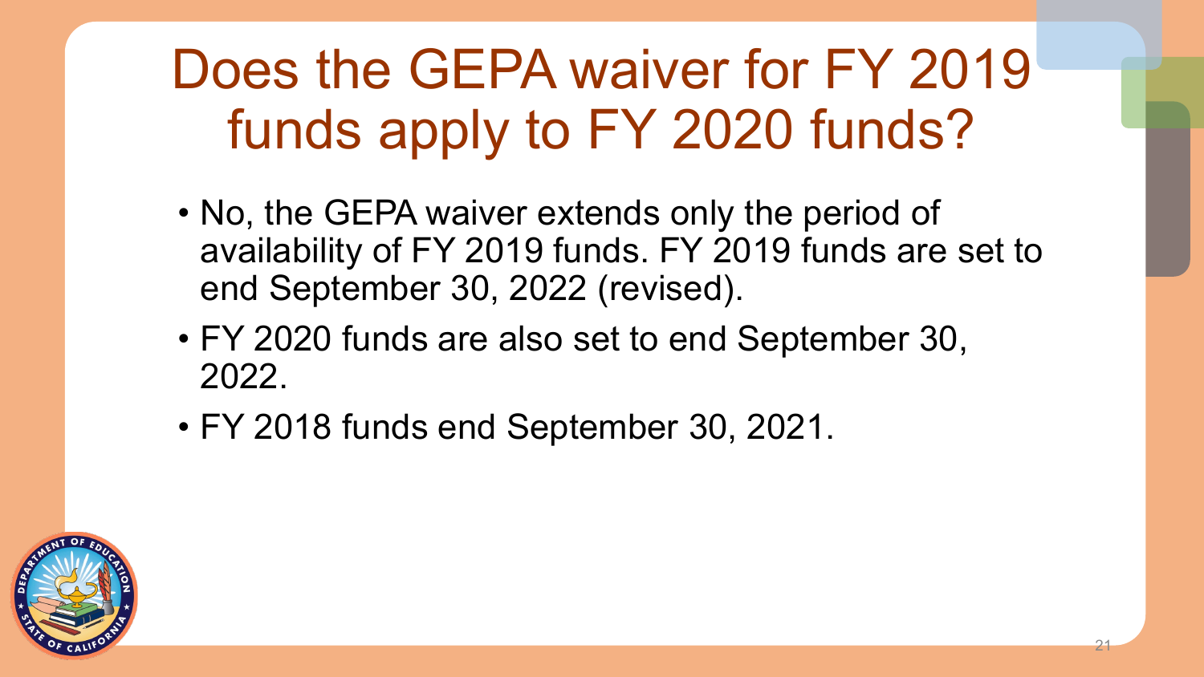# Does the GEPA waiver for FY 2019 funds apply to FY 2020 funds?

- No, the GEPA waiver extends only the period of availability of FY 2019 funds. FY 2019 funds are set to end September 30, 2022 (revised).
- FY 2020 funds are also set to end September 30, 2022.
- FY 2018 funds end September 30, 2021.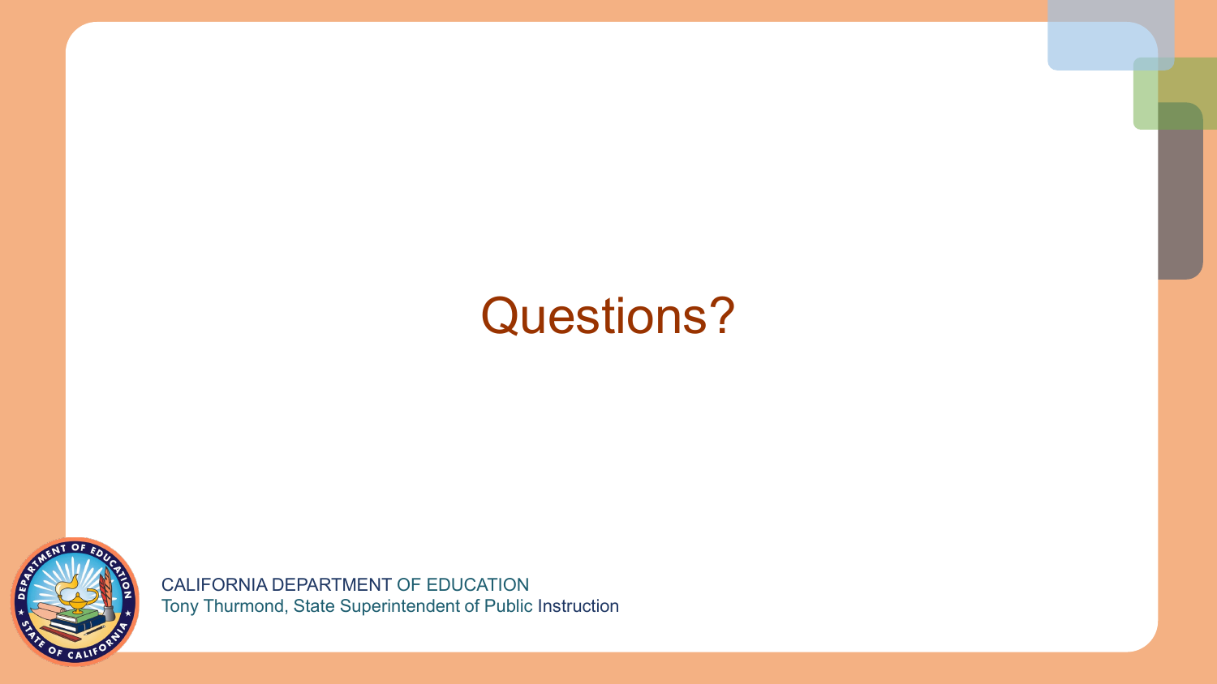# Questions?

CALIFORNIA DEPARTMENT OF EDUCATION
Tony Thurmond, State Superintendent of Public Instruction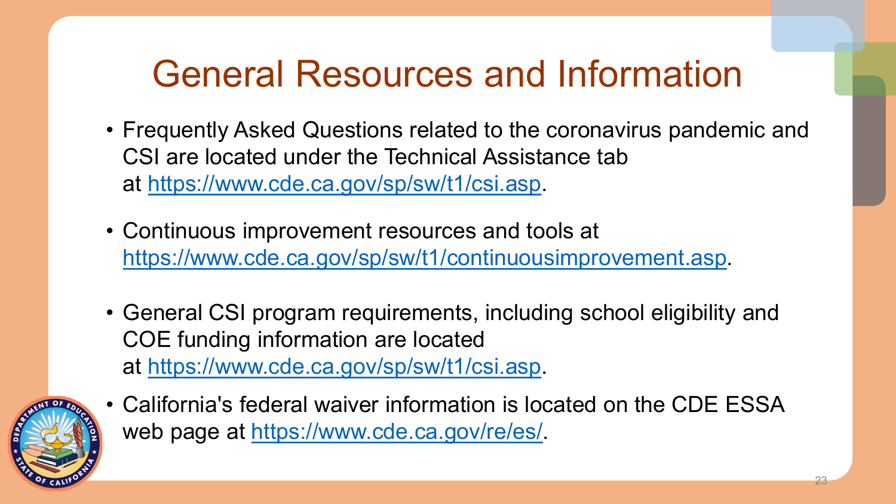# General Resources and Information

- Frequently Asked Questions related to the coronavirus pandemic and CSI are located under the Technical Assistance tab at https://www.cde.ca.gov/sp/sw/t1/csi.asp.
- Continuous improvement resources and tools at https://www.cde.ca.gov/sp/sw/t1/continuousimprovement.asp.
- General CSI program requirements, including school eligibility and COE funding information are located at https://www.cde.ca.gov/sp/sw/t1/csi.asp.
- California's federal waiver information is located on the CDE ESSA web page at https://www.cde.ca.gov/re/es/.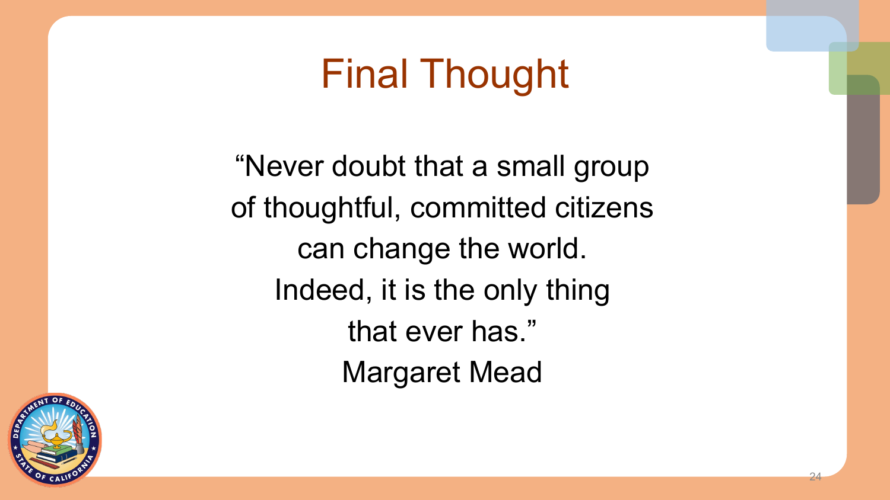# Final Thought

"Never doubt that a small group of thoughtful, committed citizens can change the world. Indeed, it is the only thing that ever has."

Margaret Mead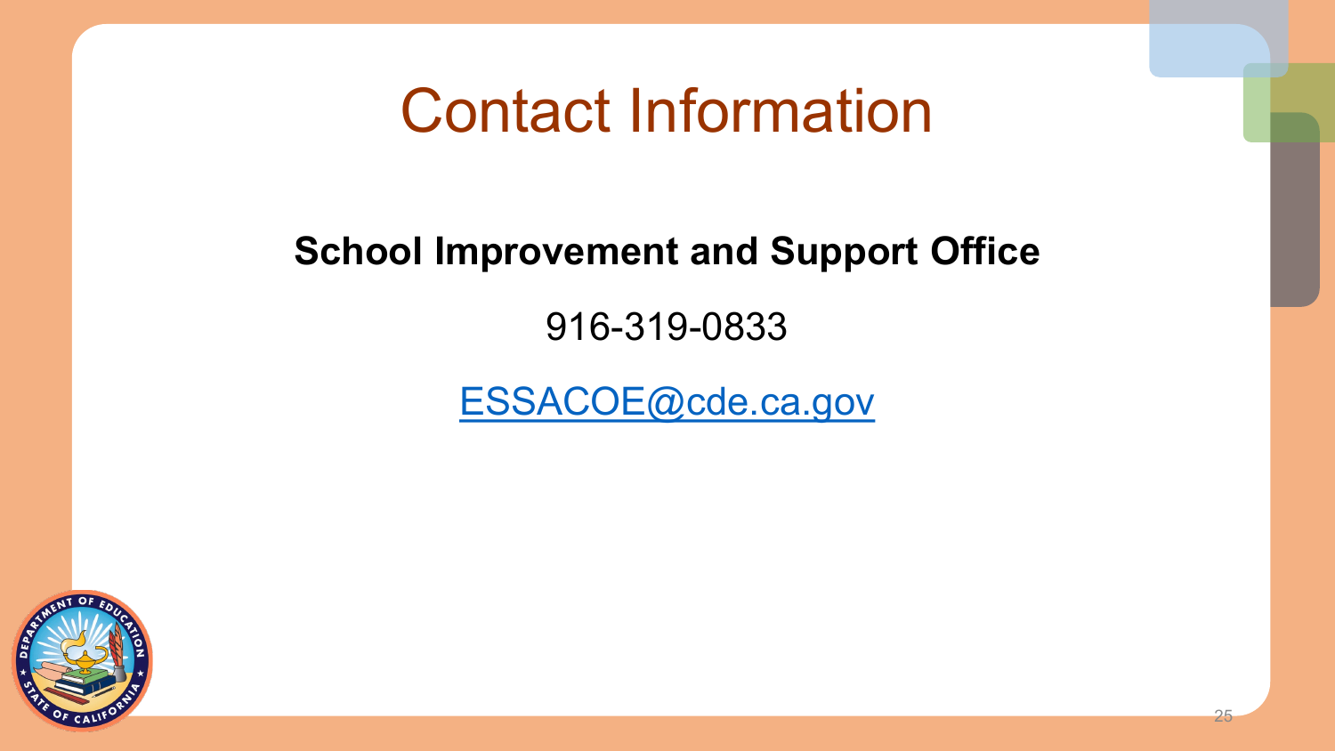# Contact Information

**School Improvement and Support Office**

916-319-0833

[ESSACOE@cde.ca.gov](mailto:ESSACOE@cde.ca.gov)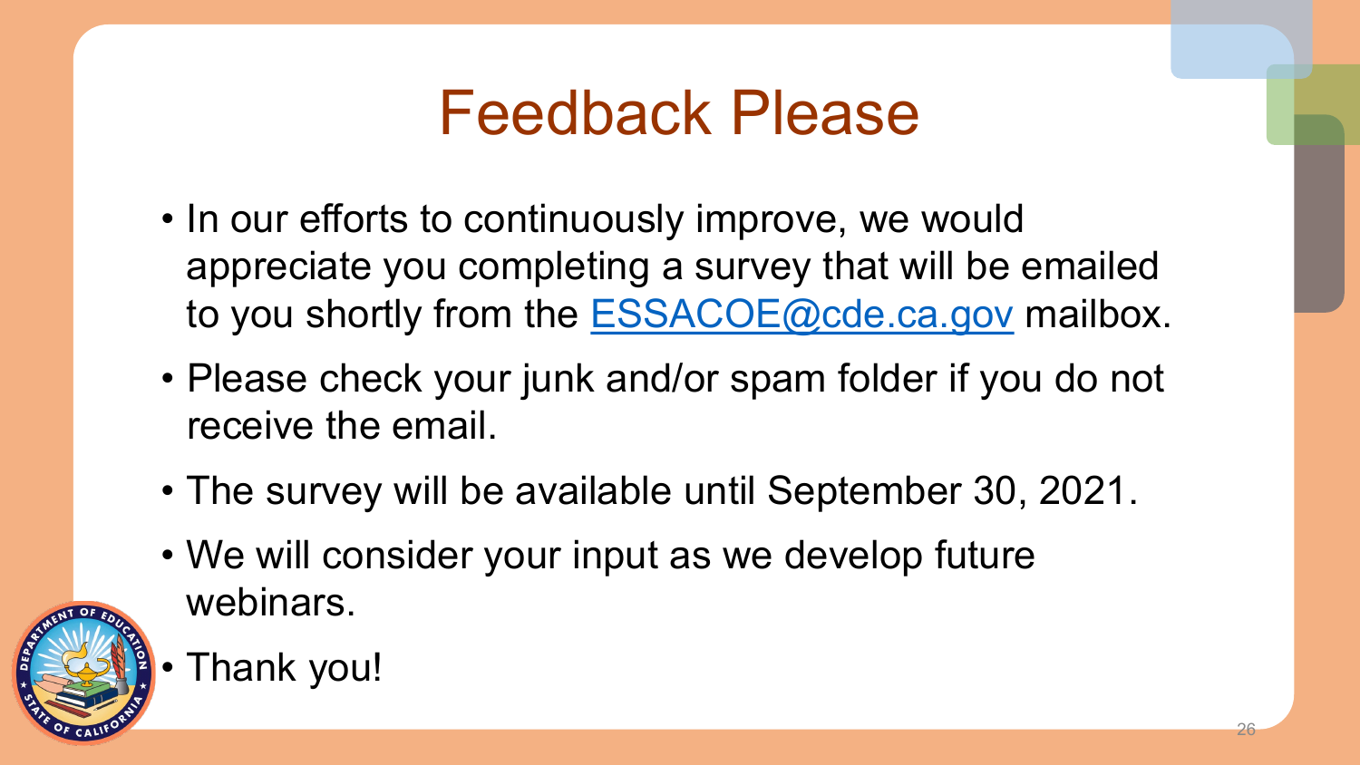# Feedback Please

- In our efforts to continuously improve, we would appreciate you completing a survey that will be emailed to you shortly from the [ESSACOE@cde.ca.gov](mailto:ESSACOE@cde.ca.gov) mailbox.
- Please check your junk and/or spam folder if you do not receive the email.
- The survey will be available until September 30, 2021.
- We will consider your input as we develop future webinars.
- Thank you!